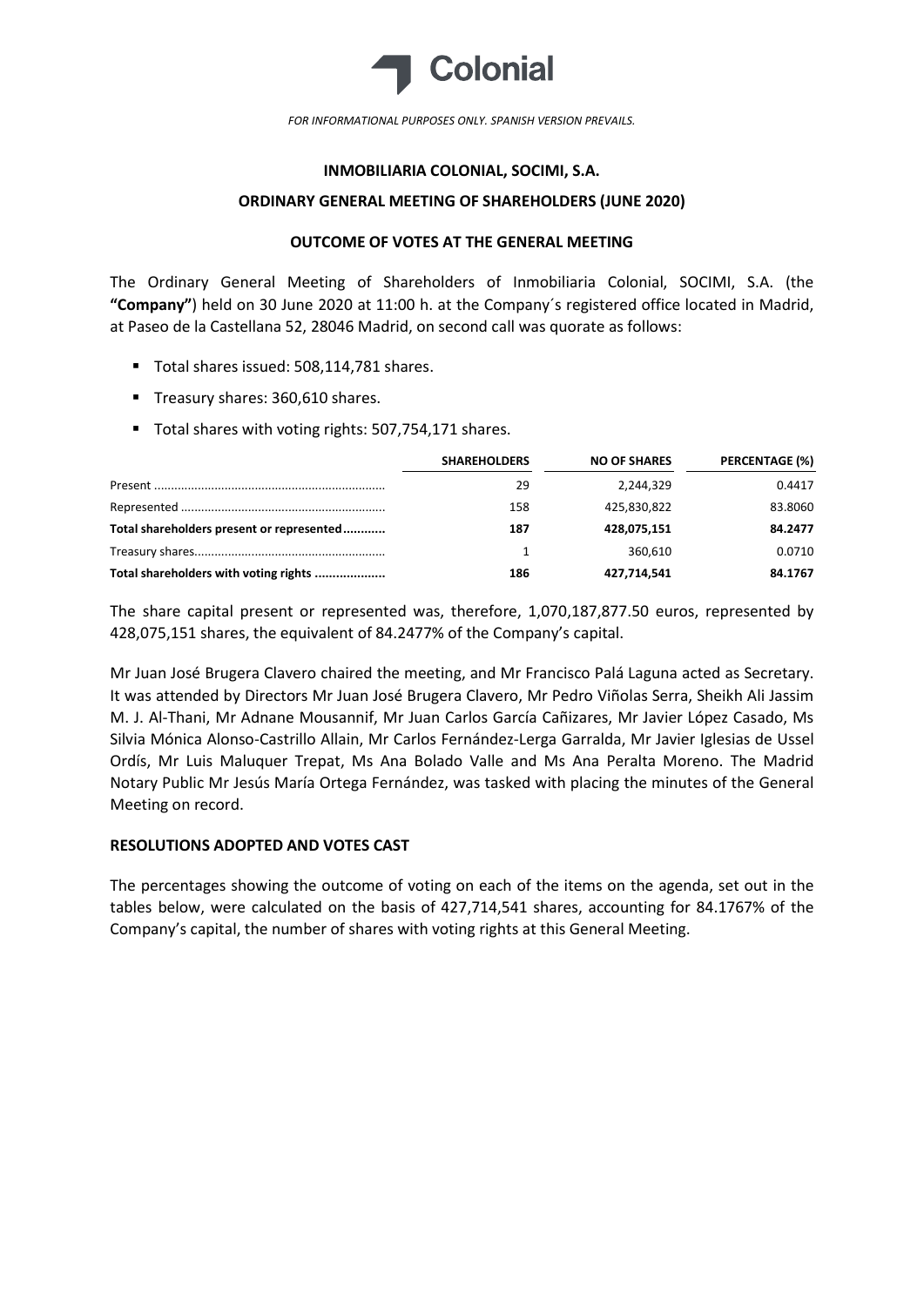Colonial

*FOR INFORMATIONAL PURPOSES ONLY. SPANISH VERSION PREVAILS.*

# INMOBILIARIA COLONIAL, SOCIMI, S.A.

## ORDINARY GENERAL MEETING OF SHAREHOLDERS (JUNE 2020)

### OUTCOME OF VOTES AT THE GENERAL MEETING

The Ordinary General Meeting of Shareholders of Inmobiliaria Colonial, SOCIMI, S.A. (the **"Company"**) held on 30 June 2020 at 11:00 h. at the Company´s registered office located in Madrid, at Paseo de la Castellana 52, 28046 Madrid, on second call was quorate as follows:

- Total shares issued: 508,114,781 shares.
- Treasury shares: 360,610 shares.
- Total shares with voting rights: 507,754,171 shares.

| | SHAREHOLDERS | NO OF SHARES | PERCENTAGE (%) |
|---|---|---|---|
| Present | 29 | 2,244,329 | 0.4417 |
| Represented | 158 | 425,830,822 | 83.8060 |
| **Total shareholders present or represented** | **187** | **428,075,151** | **84.2477** |
| Treasury shares | 1 | 360,610 | 0.0710 |
| **Total shareholders with voting rights** | **186** | **427,714,541** | **84.1767** |

The share capital present or represented was, therefore, 1,070,187,877.50 euros, represented by 428,075,151 shares, the equivalent of 84.2477% of the Company's capital.

Mr Juan José Brugera Clavero chaired the meeting, and Mr Francisco Palá Laguna acted as Secretary. It was attended by Directors Mr Juan José Brugera Clavero, Mr Pedro Viñolas Serra, Sheikh Ali Jassim M. J. Al-Thani, Mr Adnane Mousannif, Mr Juan Carlos García Cañizares, Mr Javier López Casado, Ms Silvia Mónica Alonso-Castrillo Allain, Mr Carlos Fernández-Lerga Garralda, Mr Javier Iglesias de Ussel Ordís, Mr Luis Maluquer Trepat, Ms Ana Bolado Valle and Ms Ana Peralta Moreno. The Madrid Notary Public Mr Jesús María Ortega Fernández, was tasked with placing the minutes of the General Meeting on record.

### RESOLUTIONS ADOPTED AND VOTES CAST

The percentages showing the outcome of voting on each of the items on the agenda, set out in the tables below, were calculated on the basis of 427,714,541 shares, accounting for 84.1767% of the Company's capital, the number of shares with voting rights at this General Meeting.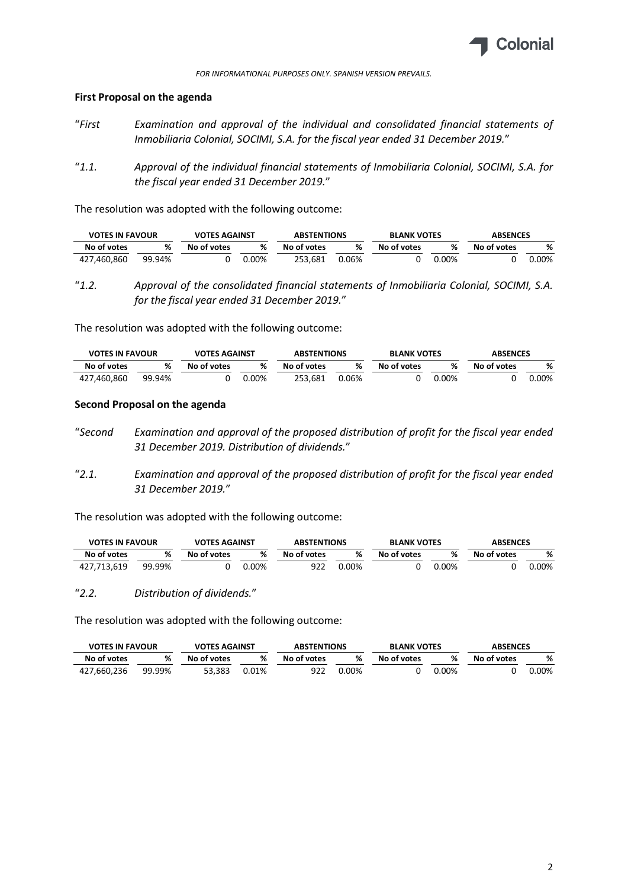*FOR INFORMATIONAL PURPOSES ONLY. SPANISH VERSION PREVAILS.*

**First Proposal on the agenda**

"*First Examination and approval of the individual and consolidated financial statements of Inmobiliaria Colonial, SOCIMI, S.A. for the fiscal year ended 31 December 2019.*"

"*1.1. Approval of the individual financial statements of Inmobiliaria Colonial, SOCIMI, S.A. for the fiscal year ended 31 December 2019.*"

The resolution was adopted with the following outcome:

| VOTES IN FAVOUR | | VOTES AGAINST | | ABSTENTIONS | | BLANK VOTES | | ABSENCES | |
|---|---|---|---|---|---|---|---|---|---|
| No of votes | % | No of votes | % | No of votes | % | No of votes | % | No of votes | % |
| 427,460,860 | 99.94% | 0 | 0.00% | 253,681 | 0.06% | 0 | 0.00% | 0 | 0.00% |

"*1.2. Approval of the consolidated financial statements of Inmobiliaria Colonial, SOCIMI, S.A. for the fiscal year ended 31 December 2019.*"

The resolution was adopted with the following outcome:

| VOTES IN FAVOUR | | VOTES AGAINST | | ABSTENTIONS | | BLANK VOTES | | ABSENCES | |
|---|---|---|---|---|---|---|---|---|---|
| No of votes | % | No of votes | % | No of votes | % | No of votes | % | No of votes | % |
| 427,460,860 | 99.94% | 0 | 0.00% | 253,681 | 0.06% | 0 | 0.00% | 0 | 0.00% |

**Second Proposal on the agenda**

"*Second Examination and approval of the proposed distribution of profit for the fiscal year ended 31 December 2019. Distribution of dividends.*"

"*2.1. Examination and approval of the proposed distribution of profit for the fiscal year ended 31 December 2019.*"

The resolution was adopted with the following outcome:

| VOTES IN FAVOUR | | VOTES AGAINST | | ABSTENTIONS | | BLANK VOTES | | ABSENCES | |
|---|---|---|---|---|---|---|---|---|---|
| No of votes | % | No of votes | % | No of votes | % | No of votes | % | No of votes | % |
| 427,713,619 | 99.99% | 0 | 0.00% | 922 | 0.00% | 0 | 0.00% | 0 | 0.00% |

"*2.2. Distribution of dividends.*"

The resolution was adopted with the following outcome:

| VOTES IN FAVOUR | | VOTES AGAINST | | ABSTENTIONS | | BLANK VOTES | | ABSENCES | |
|---|---|---|---|---|---|---|---|---|---|
| No of votes | % | No of votes | % | No of votes | % | No of votes | % | No of votes | % |
| 427,660,236 | 99.99% | 53,383 | 0.01% | 922 | 0.00% | 0 | 0.00% | 0 | 0.00% |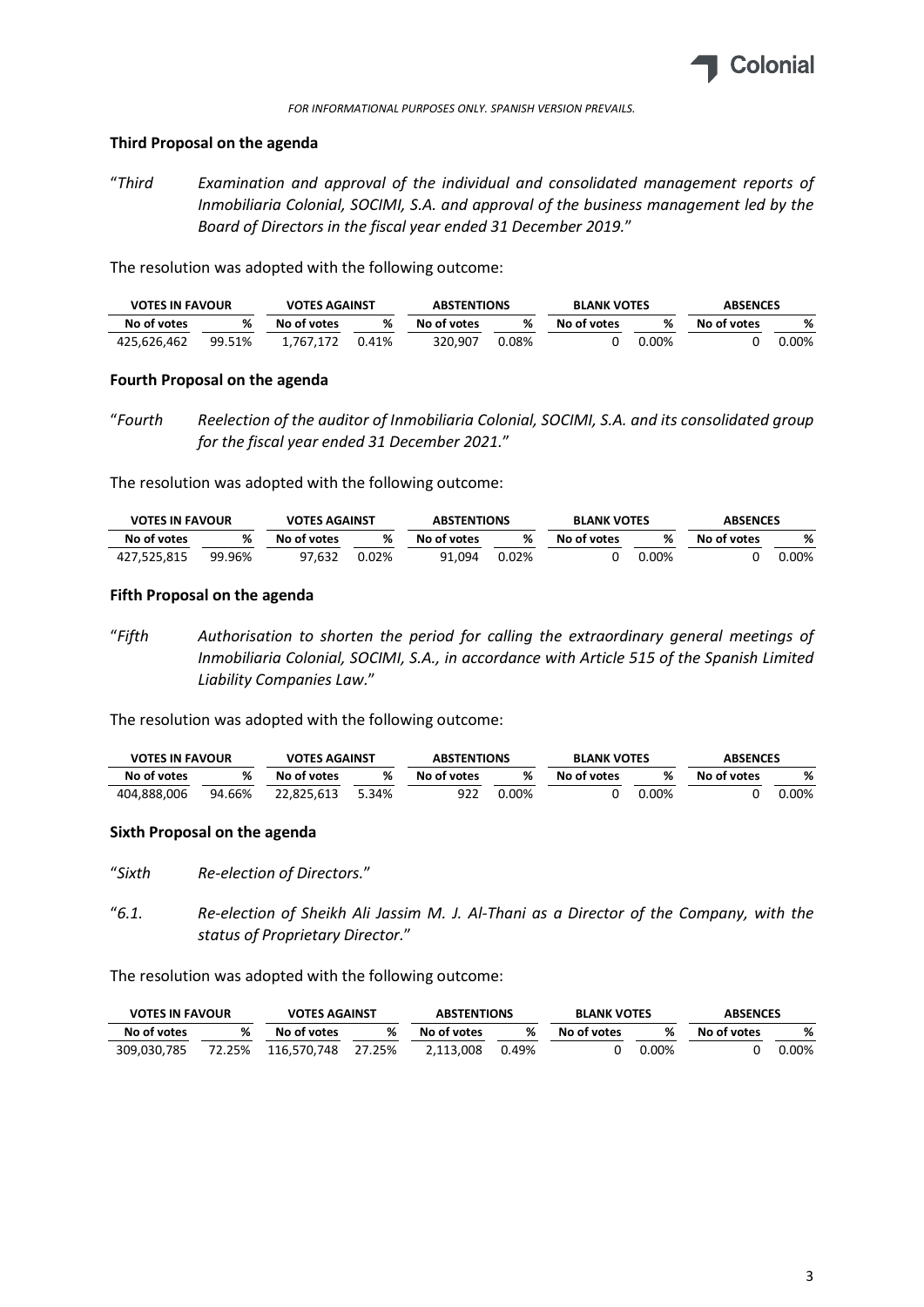*FOR INFORMATIONAL PURPOSES ONLY. SPANISH VERSION PREVAILS.*

**Third Proposal on the agenda**

"*Third Examination and approval of the individual and consolidated management reports of Inmobiliaria Colonial, SOCIMI, S.A. and approval of the business management led by the Board of Directors in the fiscal year ended 31 December 2019.*"

The resolution was adopted with the following outcome:

| VOTES IN FAVOUR | | VOTES AGAINST | | ABSTENTIONS | | BLANK VOTES | | ABSENCES | |
|---|---|---|---|---|---|---|---|---|---|
| No of votes | % | No of votes | % | No of votes | % | No of votes | % | No of votes | % |
| 425,626,462 | 99.51% | 1,767,172 | 0.41% | 320,907 | 0.08% | 0 | 0.00% | 0 | 0.00% |

**Fourth Proposal on the agenda**

"*Fourth Reelection of the auditor of Inmobiliaria Colonial, SOCIMI, S.A. and its consolidated group for the fiscal year ended 31 December 2021.*"

The resolution was adopted with the following outcome:

| VOTES IN FAVOUR | | VOTES AGAINST | | ABSTENTIONS | | BLANK VOTES | | ABSENCES | |
|---|---|---|---|---|---|---|---|---|---|
| No of votes | % | No of votes | % | No of votes | % | No of votes | % | No of votes | % |
| 427,525,815 | 99.96% | 97,632 | 0.02% | 91,094 | 0.02% | 0 | 0.00% | 0 | 0.00% |

**Fifth Proposal on the agenda**

"*Fifth Authorisation to shorten the period for calling the extraordinary general meetings of Inmobiliaria Colonial, SOCIMI, S.A., in accordance with Article 515 of the Spanish Limited Liability Companies Law.*"

The resolution was adopted with the following outcome:

| VOTES IN FAVOUR | | VOTES AGAINST | | ABSTENTIONS | | BLANK VOTES | | ABSENCES | |
|---|---|---|---|---|---|---|---|---|---|
| No of votes | % | No of votes | % | No of votes | % | No of votes | % | No of votes | % |
| 404,888,006 | 94.66% | 22,825,613 | 5.34% | 922 | 0.00% | 0 | 0.00% | 0 | 0.00% |

**Sixth Proposal on the agenda**

"*Sixth Re-election of Directors.*"

"*6.1. Re-election of Sheikh Ali Jassim M. J. Al-Thani as a Director of the Company, with the status of Proprietary Director.*"

The resolution was adopted with the following outcome:

| VOTES IN FAVOUR | | VOTES AGAINST | | ABSTENTIONS | | BLANK VOTES | | ABSENCES | |
|---|---|---|---|---|---|---|---|---|---|
| No of votes | % | No of votes | % | No of votes | % | No of votes | % | No of votes | % |
| 309,030,785 | 72.25% | 116,570,748 | 27.25% | 2,113,008 | 0.49% | 0 | 0.00% | 0 | 0.00% |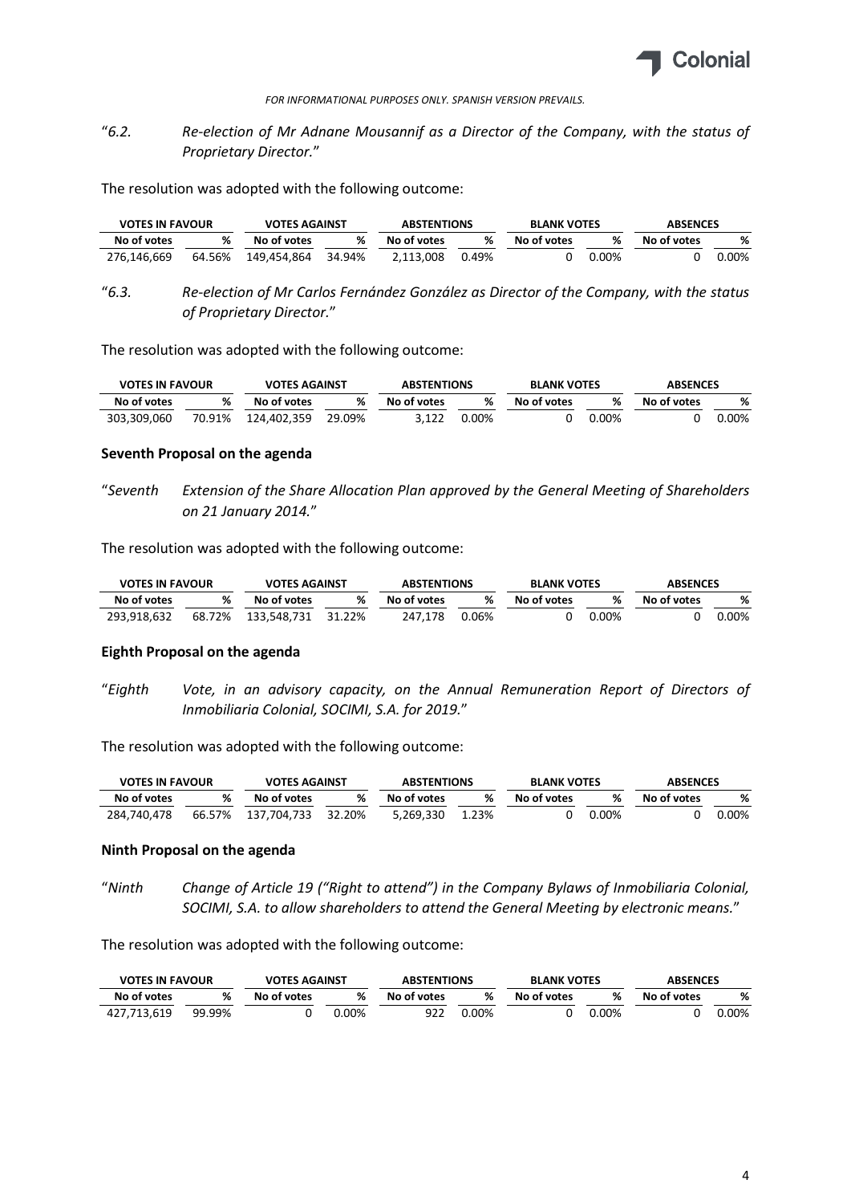*FOR INFORMATIONAL PURPOSES ONLY. SPANISH VERSION PREVAILS.*

"*6.2. Re-election of Mr Adnane Mousannif as a Director of the Company, with the status of Proprietary Director.*"

The resolution was adopted with the following outcome:

| VOTES IN FAVOUR | | VOTES AGAINST | | ABSTENTIONS | | BLANK VOTES | | ABSENCES | |
|---|---|---|---|---|---|---|---|---|---|
| No of votes | % | No of votes | % | No of votes | % | No of votes | % | No of votes | % |
| 276,146,669 | 64.56% | 149,454,864 | 34.94% | 2,113,008 | 0.49% | 0 | 0.00% | 0 | 0.00% |

"*6.3. Re-election of Mr Carlos Fernández González as Director of the Company, with the status of Proprietary Director.*"

The resolution was adopted with the following outcome:

| VOTES IN FAVOUR | | VOTES AGAINST | | ABSTENTIONS | | BLANK VOTES | | ABSENCES | |
|---|---|---|---|---|---|---|---|---|---|
| No of votes | % | No of votes | % | No of votes | % | No of votes | % | No of votes | % |
| 303,309,060 | 70.91% | 124,402,359 | 29.09% | 3,122 | 0.00% | 0 | 0.00% | 0 | 0.00% |

**Seventh Proposal on the agenda**

"*Seventh Extension of the Share Allocation Plan approved by the General Meeting of Shareholders on 21 January 2014.*"

The resolution was adopted with the following outcome:

| VOTES IN FAVOUR | | VOTES AGAINST | | ABSTENTIONS | | BLANK VOTES | | ABSENCES | |
|---|---|---|---|---|---|---|---|---|---|
| No of votes | % | No of votes | % | No of votes | % | No of votes | % | No of votes | % |
| 293,918,632 | 68.72% | 133,548,731 | 31.22% | 247,178 | 0.06% | 0 | 0.00% | 0 | 0.00% |

**Eighth Proposal on the agenda**

"*Eighth Vote, in an advisory capacity, on the Annual Remuneration Report of Directors of Inmobiliaria Colonial, SOCIMI, S.A. for 2019.*"

The resolution was adopted with the following outcome:

| VOTES IN FAVOUR | | VOTES AGAINST | | ABSTENTIONS | | BLANK VOTES | | ABSENCES | |
|---|---|---|---|---|---|---|---|---|---|
| No of votes | % | No of votes | % | No of votes | % | No of votes | % | No of votes | % |
| 284,740,478 | 66.57% | 137,704,733 | 32.20% | 5,269,330 | 1.23% | 0 | 0.00% | 0 | 0.00% |

**Ninth Proposal on the agenda**

"*Ninth Change of Article 19 ("Right to attend") in the Company Bylaws of Inmobiliaria Colonial, SOCIMI, S.A. to allow shareholders to attend the General Meeting by electronic means.*"

The resolution was adopted with the following outcome:

| VOTES IN FAVOUR | | VOTES AGAINST | | ABSTENTIONS | | BLANK VOTES | | ABSENCES | |
|---|---|---|---|---|---|---|---|---|---|
| No of votes | % | No of votes | % | No of votes | % | No of votes | % | No of votes | % |
| 427,713,619 | 99.99% | 0 | 0.00% | 922 | 0.00% | 0 | 0.00% | 0 | 0.00% |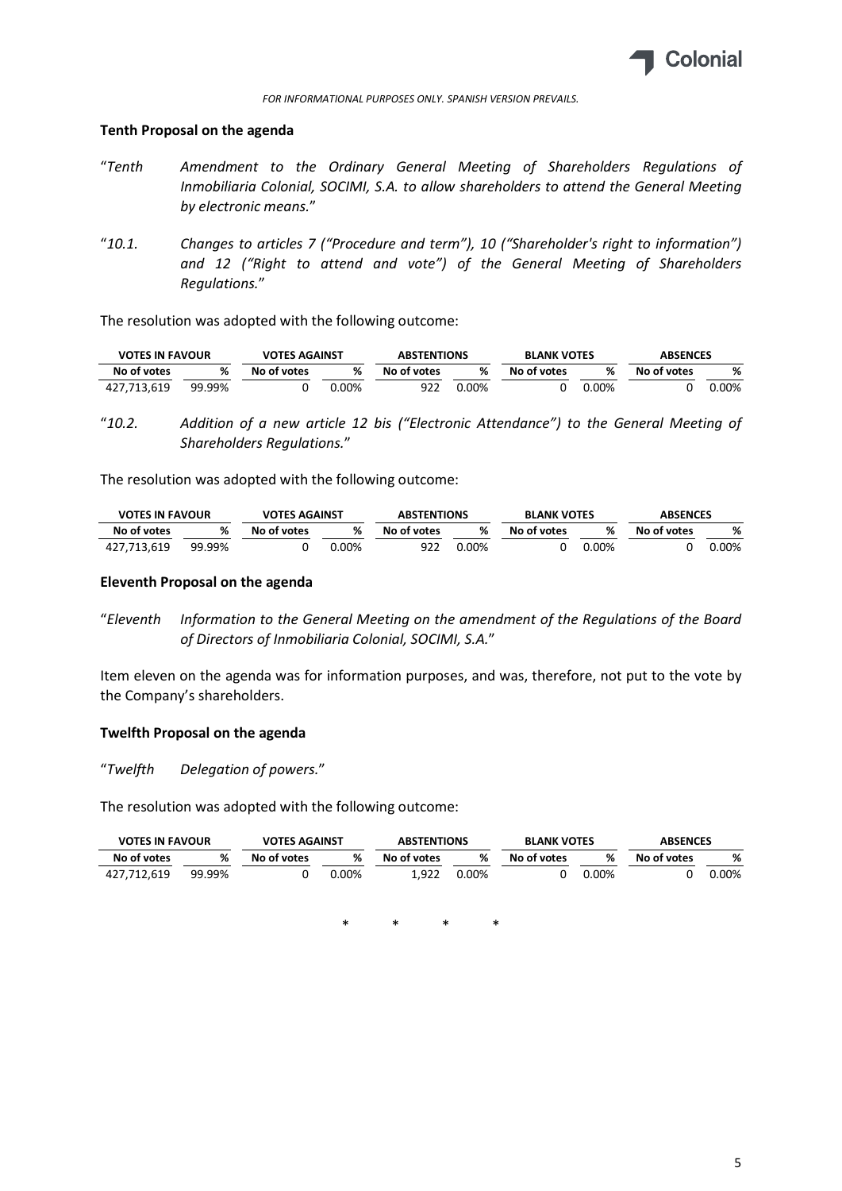FOR INFORMATIONAL PURPOSES ONLY. SPANISH VERSION PREVAILS.

**Tenth Proposal on the agenda**

"*Tenth* *Amendment to the Ordinary General Meeting of Shareholders Regulations of Inmobiliaria Colonial, SOCIMI, S.A. to allow shareholders to attend the General Meeting by electronic means.*"

"*10.1.* *Changes to articles 7 ("Procedure and term"), 10 ("Shareholder's right to information") and 12 ("Right to attend and vote") of the General Meeting of Shareholders Regulations.*"

The resolution was adopted with the following outcome:

| VOTES IN FAVOUR | | VOTES AGAINST | | ABSTENTIONS | | BLANK VOTES | | ABSENCES | |
|---|---|---|---|---|---|---|---|---|---|
| No of votes | % | No of votes | % | No of votes | % | No of votes | % | No of votes | % |
| 427,713,619 | 99.99% | 0 | 0.00% | 922 | 0.00% | 0 | 0.00% | 0 | 0.00% |

"*10.2.* *Addition of a new article 12 bis ("Electronic Attendance") to the General Meeting of Shareholders Regulations.*"

The resolution was adopted with the following outcome:

| VOTES IN FAVOUR | | VOTES AGAINST | | ABSTENTIONS | | BLANK VOTES | | ABSENCES | |
|---|---|---|---|---|---|---|---|---|---|
| No of votes | % | No of votes | % | No of votes | % | No of votes | % | No of votes | % |
| 427,713,619 | 99.99% | 0 | 0.00% | 922 | 0.00% | 0 | 0.00% | 0 | 0.00% |

**Eleventh Proposal on the agenda**

"*Eleventh* *Information to the General Meeting on the amendment of the Regulations of the Board of Directors of Inmobiliaria Colonial, SOCIMI, S.A.*"

Item eleven on the agenda was for information purposes, and was, therefore, not put to the vote by the Company's shareholders.

**Twelfth Proposal on the agenda**

"*Twelfth* *Delegation of powers.*"

The resolution was adopted with the following outcome:

| VOTES IN FAVOUR | | VOTES AGAINST | | ABSTENTIONS | | BLANK VOTES | | ABSENCES | |
|---|---|---|---|---|---|---|---|---|---|
| No of votes | % | No of votes | % | No of votes | % | No of votes | % | No of votes | % |
| 427,712,619 | 99.99% | 0 | 0.00% | 1,922 | 0.00% | 0 | 0.00% | 0 | 0.00% |

\* \* \* \*